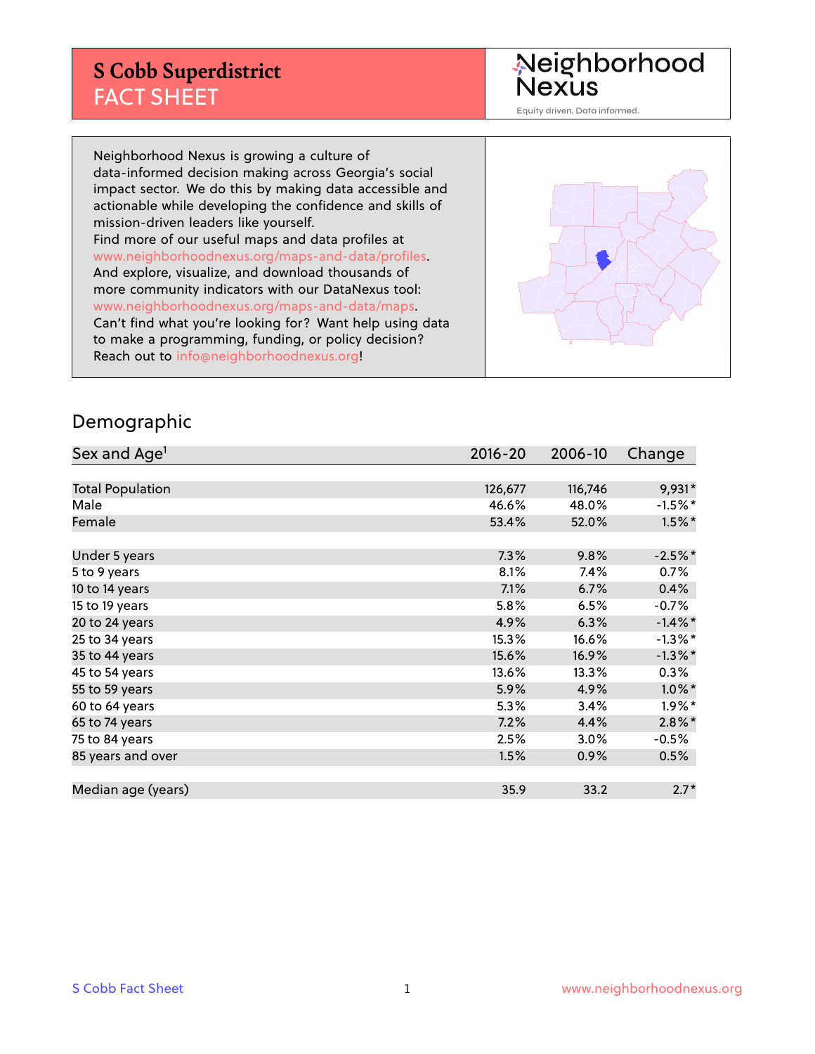# S Cobb Superdistrict FACT SHEET

Neighborhood Nexus

Equity driven. Data informed.

Neighborhood Nexus is growing a culture of data-informed decision making across Georgia's social impact sector. We do this by making data accessible and actionable while developing the confidence and skills of mission-driven leaders like yourself.
Find more of our useful maps and data profiles at www.neighborhoodnexus.org/maps-and-data/profiles.
And explore, visualize, and download thousands of more community indicators with our DataNexus tool: www.neighborhoodnexus.org/maps-and-data/maps.
Can't find what you're looking for? Want help using data to make a programming, funding, or policy decision? Reach out to info@neighborhoodnexus.org!

## Demographic

| Sex and Age[1] | 2016-20 | 2006-10 | Change |
|---|---|---|---|
| Total Population | 126,677 | 116,746 | 9,931* |
| Male | 46.6% | 48.0% | -1.5%* |
| Female | 53.4% | 52.0% | 1.5%* |
| | | | |
| Under 5 years | 7.3% | 9.8% | -2.5%* |
| 5 to 9 years | 8.1% | 7.4% | 0.7% |
| 10 to 14 years | 7.1% | 6.7% | 0.4% |
| 15 to 19 years | 5.8% | 6.5% | -0.7% |
| 20 to 24 years | 4.9% | 6.3% | -1.4%* |
| 25 to 34 years | 15.3% | 16.6% | -1.3%* |
| 35 to 44 years | 15.6% | 16.9% | -1.3%* |
| 45 to 54 years | 13.6% | 13.3% | 0.3% |
| 55 to 59 years | 5.9% | 4.9% | 1.0%* |
| 60 to 64 years | 5.3% | 3.4% | 1.9%* |
| 65 to 74 years | 7.2% | 4.4% | 2.8%* |
| 75 to 84 years | 2.5% | 3.0% | -0.5% |
| 85 years and over | 1.5% | 0.9% | 0.5% |
| | | | |
| Median age (years) | 35.9 | 33.2 | 2.7* |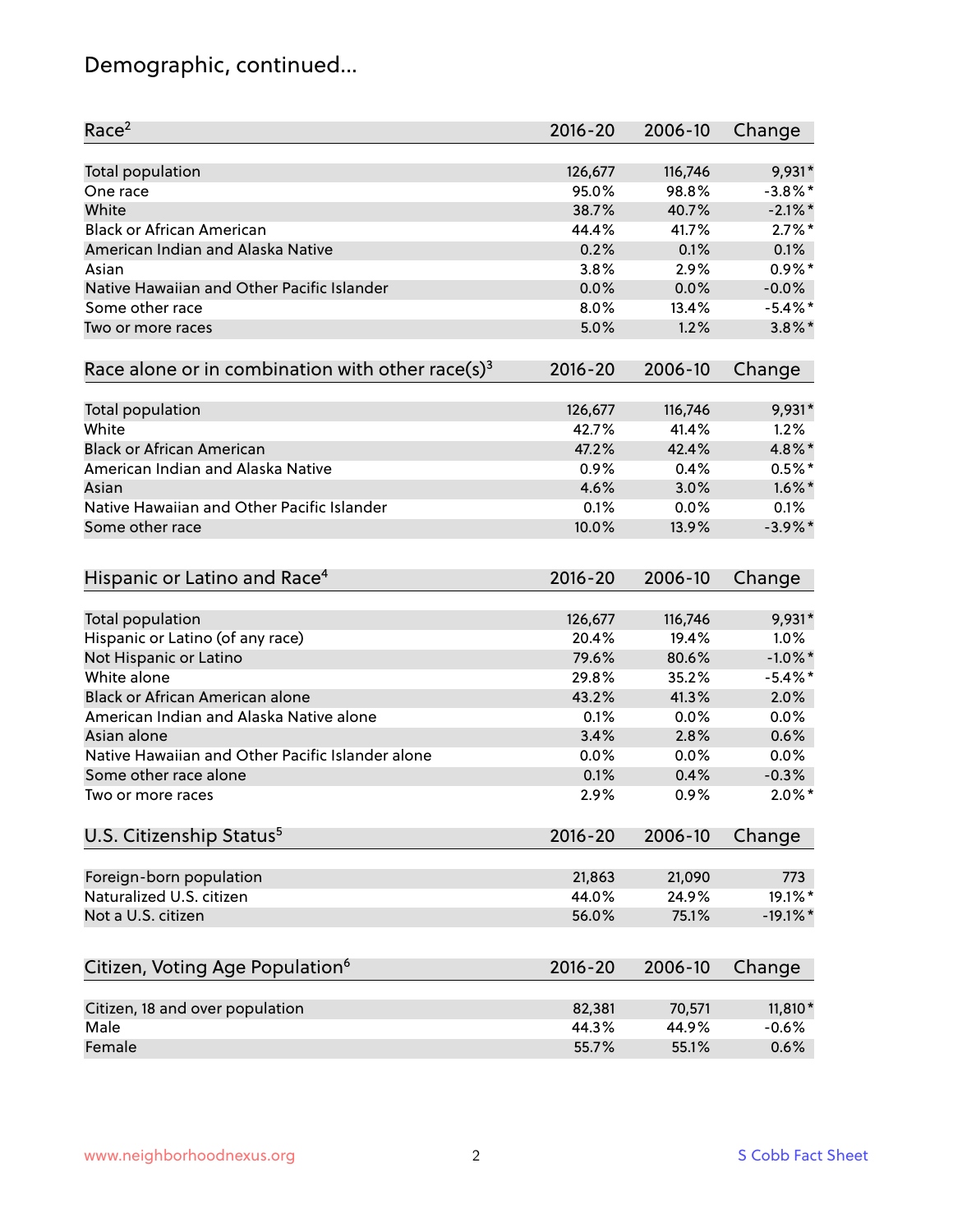# Demographic, continued...

| Race[2] | 2016-20 | 2006-10 | Change |
|---|---|---|---|
| Total population | 126,677 | 116,746 | 9,931* |
| One race | 95.0% | 98.8% | -3.8%* |
| White | 38.7% | 40.7% | -2.1%* |
| Black or African American | 44.4% | 41.7% | 2.7%* |
| American Indian and Alaska Native | 0.2% | 0.1% | 0.1% |
| Asian | 3.8% | 2.9% | 0.9%* |
| Native Hawaiian and Other Pacific Islander | 0.0% | 0.0% | -0.0% |
| Some other race | 8.0% | 13.4% | -5.4%* |
| Two or more races | 5.0% | 1.2% | 3.8%* |

| Race alone or in combination with other race(s)[3] | 2016-20 | 2006-10 | Change |
|---|---|---|---|
| Total population | 126,677 | 116,746 | 9,931* |
| White | 42.7% | 41.4% | 1.2% |
| Black or African American | 47.2% | 42.4% | 4.8%* |
| American Indian and Alaska Native | 0.9% | 0.4% | 0.5%* |
| Asian | 4.6% | 3.0% | 1.6%* |
| Native Hawaiian and Other Pacific Islander | 0.1% | 0.0% | 0.1% |
| Some other race | 10.0% | 13.9% | -3.9%* |

| Hispanic or Latino and Race[4] | 2016-20 | 2006-10 | Change |
|---|---|---|---|
| Total population | 126,677 | 116,746 | 9,931* |
| Hispanic or Latino (of any race) | 20.4% | 19.4% | 1.0% |
| Not Hispanic or Latino | 79.6% | 80.6% | -1.0%* |
| White alone | 29.8% | 35.2% | -5.4%* |
| Black or African American alone | 43.2% | 41.3% | 2.0% |
| American Indian and Alaska Native alone | 0.1% | 0.0% | 0.0% |
| Asian alone | 3.4% | 2.8% | 0.6% |
| Native Hawaiian and Other Pacific Islander alone | 0.0% | 0.0% | 0.0% |
| Some other race alone | 0.1% | 0.4% | -0.3% |
| Two or more races | 2.9% | 0.9% | 2.0%* |

| U.S. Citizenship Status[5] | 2016-20 | 2006-10 | Change |
|---|---|---|---|
| Foreign-born population | 21,863 | 21,090 | 773 |
| Naturalized U.S. citizen | 44.0% | 24.9% | 19.1%* |
| Not a U.S. citizen | 56.0% | 75.1% | -19.1%* |

| Citizen, Voting Age Population[6] | 2016-20 | 2006-10 | Change |
|---|---|---|---|
| Citizen, 18 and over population | 82,381 | 70,571 | 11,810* |
| Male | 44.3% | 44.9% | -0.6% |
| Female | 55.7% | 55.1% | 0.6% |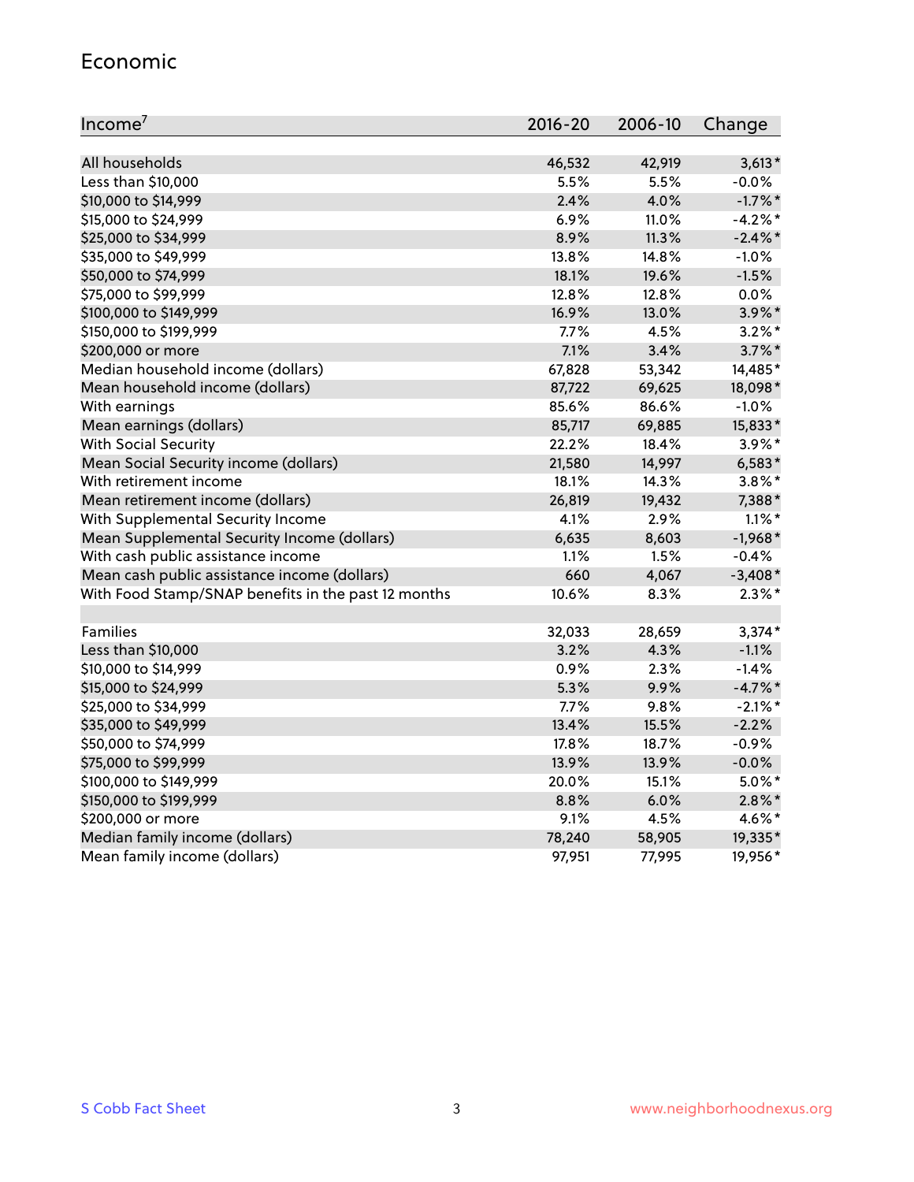## Economic

| Income[7] | 2016-20 | 2006-10 | Change |
|---|---|---|---|
| All households | 46,532 | 42,919 | 3,613* |
| Less than $10,000 | 5.5% | 5.5% | -0.0% |
| $10,000 to $14,999 | 2.4% | 4.0% | -1.7%* |
| $15,000 to $24,999 | 6.9% | 11.0% | -4.2%* |
| $25,000 to $34,999 | 8.9% | 11.3% | -2.4%* |
| $35,000 to $49,999 | 13.8% | 14.8% | -1.0% |
| $50,000 to $74,999 | 18.1% | 19.6% | -1.5% |
| $75,000 to $99,999 | 12.8% | 12.8% | 0.0% |
| $100,000 to $149,999 | 16.9% | 13.0% | 3.9%* |
| $150,000 to $199,999 | 7.7% | 4.5% | 3.2%* |
| $200,000 or more | 7.1% | 3.4% | 3.7%* |
| Median household income (dollars) | 67,828 | 53,342 | 14,485* |
| Mean household income (dollars) | 87,722 | 69,625 | 18,098* |
| With earnings | 85.6% | 86.6% | -1.0% |
| Mean earnings (dollars) | 85,717 | 69,885 | 15,833* |
| With Social Security | 22.2% | 18.4% | 3.9%* |
| Mean Social Security income (dollars) | 21,580 | 14,997 | 6,583* |
| With retirement income | 18.1% | 14.3% | 3.8%* |
| Mean retirement income (dollars) | 26,819 | 19,432 | 7,388* |
| With Supplemental Security Income | 4.1% | 2.9% | 1.1%* |
| Mean Supplemental Security Income (dollars) | 6,635 | 8,603 | -1,968* |
| With cash public assistance income | 1.1% | 1.5% | -0.4% |
| Mean cash public assistance income (dollars) | 660 | 4,067 | -3,408* |
| With Food Stamp/SNAP benefits in the past 12 months | 10.6% | 8.3% | 2.3%* |
| | | | |
| Families | 32,033 | 28,659 | 3,374* |
| Less than $10,000 | 3.2% | 4.3% | -1.1% |
| $10,000 to $14,999 | 0.9% | 2.3% | -1.4% |
| $15,000 to $24,999 | 5.3% | 9.9% | -4.7%* |
| $25,000 to $34,999 | 7.7% | 9.8% | -2.1%* |
| $35,000 to $49,999 | 13.4% | 15.5% | -2.2% |
| $50,000 to $74,999 | 17.8% | 18.7% | -0.9% |
| $75,000 to $99,999 | 13.9% | 13.9% | -0.0% |
| $100,000 to $149,999 | 20.0% | 15.1% | 5.0%* |
| $150,000 to $199,999 | 8.8% | 6.0% | 2.8%* |
| $200,000 or more | 9.1% | 4.5% | 4.6%* |
| Median family income (dollars) | 78,240 | 58,905 | 19,335* |
| Mean family income (dollars) | 97,951 | 77,995 | 19,956* |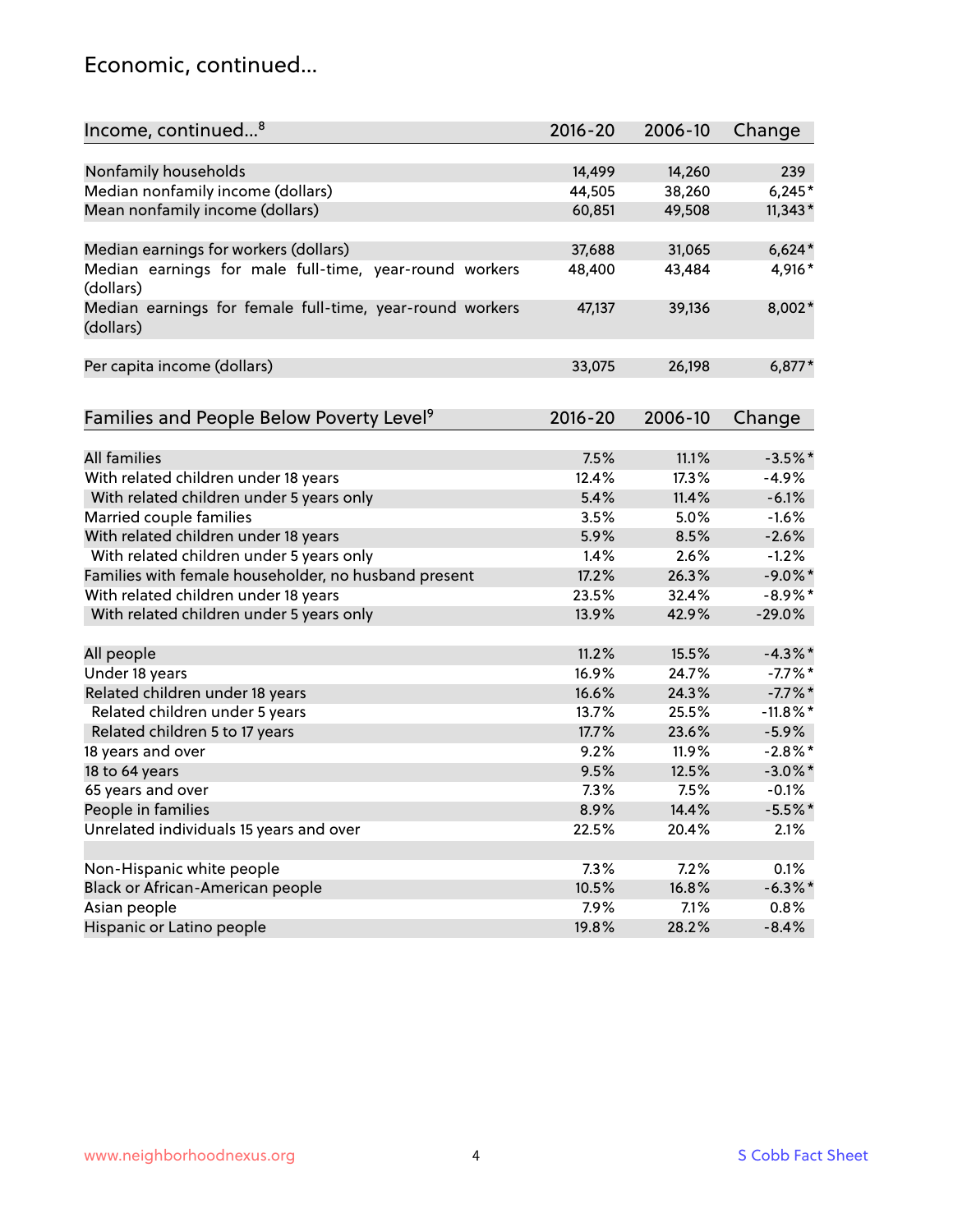## Economic, continued...

| Income, continued...[8] | 2016-20 | 2006-10 | Change |
|---|---|---|---|
| Nonfamily households | 14,499 | 14,260 | 239 |
| Median nonfamily income (dollars) | 44,505 | 38,260 | 6,245* |
| Mean nonfamily income (dollars) | 60,851 | 49,508 | 11,343* |
| Median earnings for workers (dollars) | 37,688 | 31,065 | 6,624* |
| Median earnings for male full-time, year-round workers (dollars) | 48,400 | 43,484 | 4,916* |
| Median earnings for female full-time, year-round workers (dollars) | 47,137 | 39,136 | 8,002* |
| Per capita income (dollars) | 33,075 | 26,198 | 6,877* |

| Families and People Below Poverty Level[9] | 2016-20 | 2006-10 | Change |
|---|---|---|---|
| All families | 7.5% | 11.1% | -3.5%* |
| With related children under 18 years | 12.4% | 17.3% | -4.9% |
| With related children under 5 years only | 5.4% | 11.4% | -6.1% |
| Married couple families | 3.5% | 5.0% | -1.6% |
| With related children under 18 years | 5.9% | 8.5% | -2.6% |
| With related children under 5 years only | 1.4% | 2.6% | -1.2% |
| Families with female householder, no husband present | 17.2% | 26.3% | -9.0%* |
| With related children under 18 years | 23.5% | 32.4% | -8.9%* |
| With related children under 5 years only | 13.9% | 42.9% | -29.0% |
| All people | 11.2% | 15.5% | -4.3%* |
| Under 18 years | 16.9% | 24.7% | -7.7%* |
| Related children under 18 years | 16.6% | 24.3% | -7.7%* |
| Related children under 5 years | 13.7% | 25.5% | -11.8%* |
| Related children 5 to 17 years | 17.7% | 23.6% | -5.9% |
| 18 years and over | 9.2% | 11.9% | -2.8%* |
| 18 to 64 years | 9.5% | 12.5% | -3.0%* |
| 65 years and over | 7.3% | 7.5% | -0.1% |
| People in families | 8.9% | 14.4% | -5.5%* |
| Unrelated individuals 15 years and over | 22.5% | 20.4% | 2.1% |
| Non-Hispanic white people | 7.3% | 7.2% | 0.1% |
| Black or African-American people | 10.5% | 16.8% | -6.3%* |
| Asian people | 7.9% | 7.1% | 0.8% |
| Hispanic or Latino people | 19.8% | 28.2% | -8.4% |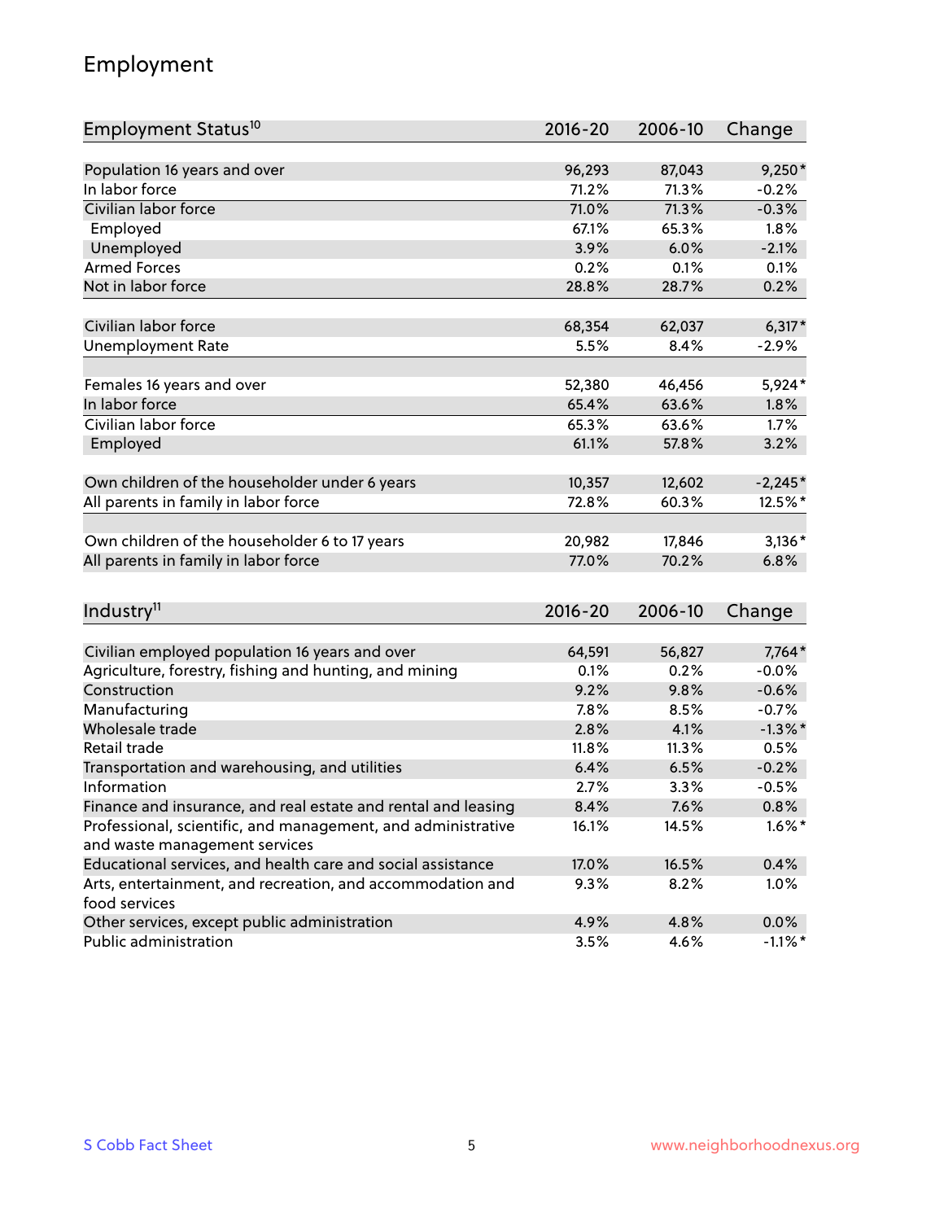# Employment

| Employment Status[10] | 2016-20 | 2006-10 | Change |
|---|---|---|---|
| Population 16 years and over | 96,293 | 87,043 | 9,250* |
| In labor force | 71.2% | 71.3% | -0.2% |
| Civilian labor force | 71.0% | 71.3% | -0.3% |
| Employed | 67.1% | 65.3% | 1.8% |
| Unemployed | 3.9% | 6.0% | -2.1% |
| Armed Forces | 0.2% | 0.1% | 0.1% |
| Not in labor force | 28.8% | 28.7% | 0.2% |
| | | | |
| Civilian labor force | 68,354 | 62,037 | 6,317* |
| Unemployment Rate | 5.5% | 8.4% | -2.9% |
| | | | |
| Females 16 years and over | 52,380 | 46,456 | 5,924* |
| In labor force | 65.4% | 63.6% | 1.8% |
| Civilian labor force | 65.3% | 63.6% | 1.7% |
| Employed | 61.1% | 57.8% | 3.2% |
| | | | |
| Own children of the householder under 6 years | 10,357 | 12,602 | -2,245* |
| All parents in family in labor force | 72.8% | 60.3% | 12.5%* |
| | | | |
| Own children of the householder 6 to 17 years | 20,982 | 17,846 | 3,136* |
| All parents in family in labor force | 77.0% | 70.2% | 6.8% |

| Industry[11] | 2016-20 | 2006-10 | Change |
|---|---|---|---|
| Civilian employed population 16 years and over | 64,591 | 56,827 | 7,764* |
| Agriculture, forestry, fishing and hunting, and mining | 0.1% | 0.2% | -0.0% |
| Construction | 9.2% | 9.8% | -0.6% |
| Manufacturing | 7.8% | 8.5% | -0.7% |
| Wholesale trade | 2.8% | 4.1% | -1.3%* |
| Retail trade | 11.8% | 11.3% | 0.5% |
| Transportation and warehousing, and utilities | 6.4% | 6.5% | -0.2% |
| Information | 2.7% | 3.3% | -0.5% |
| Finance and insurance, and real estate and rental and leasing | 8.4% | 7.6% | 0.8% |
| Professional, scientific, and management, and administrative and waste management services | 16.1% | 14.5% | 1.6%* |
| Educational services, and health care and social assistance | 17.0% | 16.5% | 0.4% |
| Arts, entertainment, and recreation, and accommodation and food services | 9.3% | 8.2% | 1.0% |
| Other services, except public administration | 4.9% | 4.8% | 0.0% |
| Public administration | 3.5% | 4.6% | -1.1%* |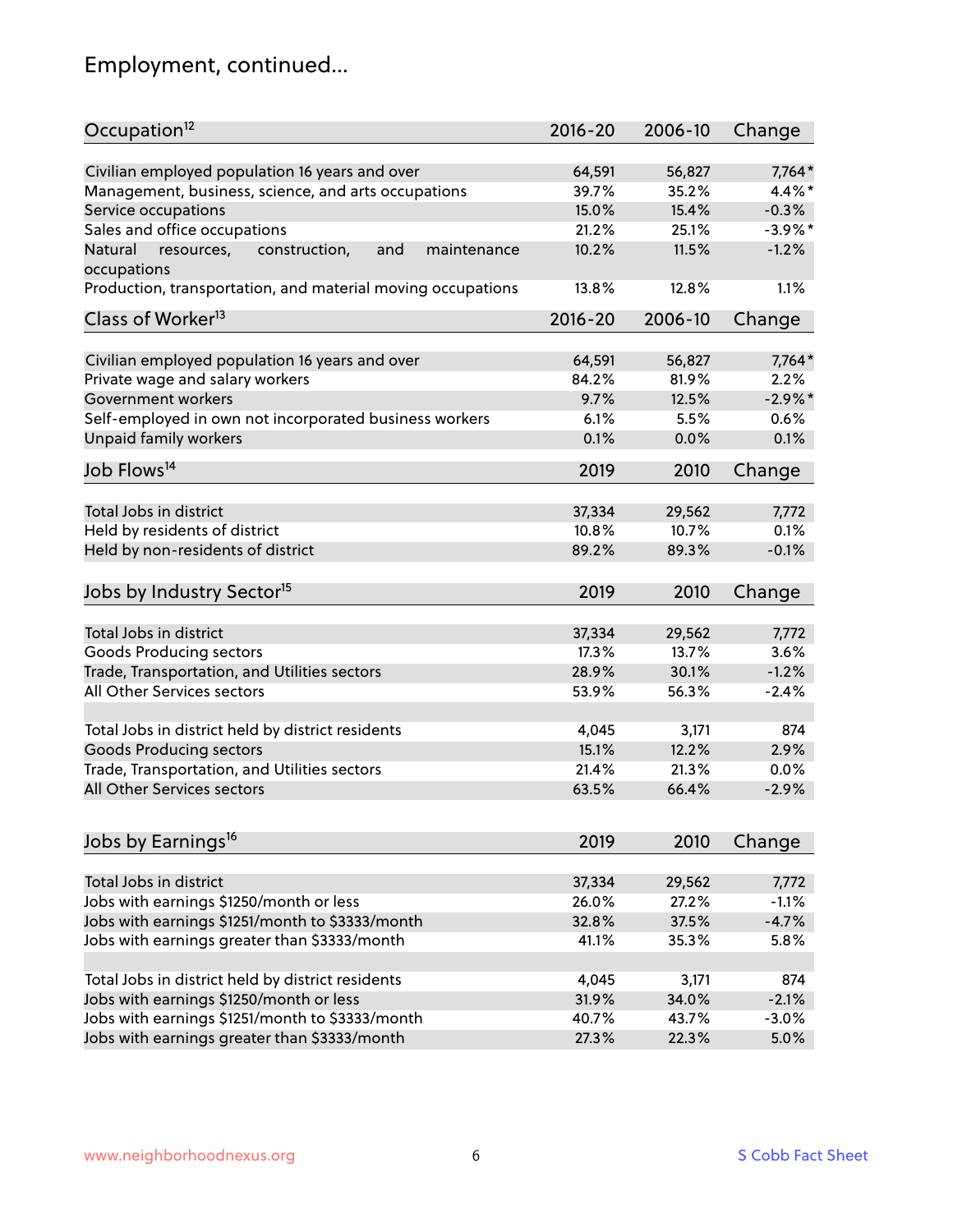# Employment, continued...

| Occupation[12] | 2016-20 | 2006-10 | Change |
|---|---|---|---|
| Civilian employed population 16 years and over | 64,591 | 56,827 | 7,764* |
| Management, business, science, and arts occupations | 39.7% | 35.2% | 4.4%* |
| Service occupations | 15.0% | 15.4% | -0.3% |
| Sales and office occupations | 21.2% | 25.1% | -3.9%* |
| Natural resources, construction, and maintenance occupations | 10.2% | 11.5% | -1.2% |
| Production, transportation, and material moving occupations | 13.8% | 12.8% | 1.1% |

| Class of Worker[13] | 2016-20 | 2006-10 | Change |
|---|---|---|---|
| Civilian employed population 16 years and over | 64,591 | 56,827 | 7,764* |
| Private wage and salary workers | 84.2% | 81.9% | 2.2% |
| Government workers | 9.7% | 12.5% | -2.9%* |
| Self-employed in own not incorporated business workers | 6.1% | 5.5% | 0.6% |
| Unpaid family workers | 0.1% | 0.0% | 0.1% |

| Job Flows[14] | 2019 | 2010 | Change |
|---|---|---|---|
| Total Jobs in district | 37,334 | 29,562 | 7,772 |
| Held by residents of district | 10.8% | 10.7% | 0.1% |
| Held by non-residents of district | 89.2% | 89.3% | -0.1% |

| Jobs by Industry Sector[15] | 2019 | 2010 | Change |
|---|---|---|---|
| Total Jobs in district | 37,334 | 29,562 | 7,772 |
| Goods Producing sectors | 17.3% | 13.7% | 3.6% |
| Trade, Transportation, and Utilities sectors | 28.9% | 30.1% | -1.2% |
| All Other Services sectors | 53.9% | 56.3% | -2.4% |
| | | | |
| Total Jobs in district held by district residents | 4,045 | 3,171 | 874 |
| Goods Producing sectors | 15.1% | 12.2% | 2.9% |
| Trade, Transportation, and Utilities sectors | 21.4% | 21.3% | 0.0% |
| All Other Services sectors | 63.5% | 66.4% | -2.9% |

| Jobs by Earnings[16] | 2019 | 2010 | Change |
|---|---|---|---|
| Total Jobs in district | 37,334 | 29,562 | 7,772 |
| Jobs with earnings $1250/month or less | 26.0% | 27.2% | -1.1% |
| Jobs with earnings $1251/month to $3333/month | 32.8% | 37.5% | -4.7% |
| Jobs with earnings greater than $3333/month | 41.1% | 35.3% | 5.8% |
| | | | |
| Total Jobs in district held by district residents | 4,045 | 3,171 | 874 |
| Jobs with earnings $1250/month or less | 31.9% | 34.0% | -2.1% |
| Jobs with earnings $1251/month to $3333/month | 40.7% | 43.7% | -3.0% |
| Jobs with earnings greater than $3333/month | 27.3% | 22.3% | 5.0% |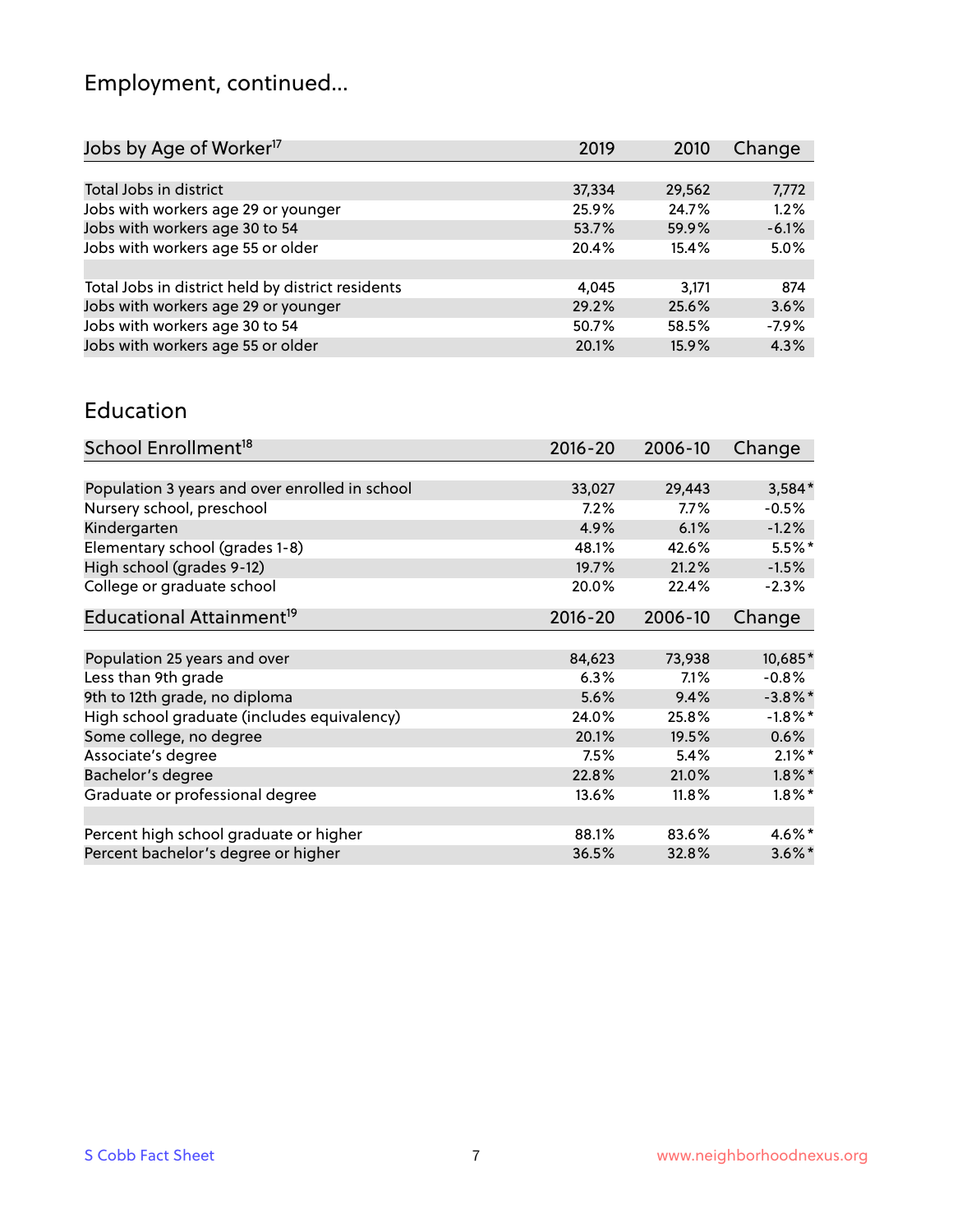# Employment, continued...

| Jobs by Age of Worker[17] | 2019 | 2010 | Change |
|---|---|---|---|
| Total Jobs in district | 37,334 | 29,562 | 7,772 |
| Jobs with workers age 29 or younger | 25.9% | 24.7% | 1.2% |
| Jobs with workers age 30 to 54 | 53.7% | 59.9% | -6.1% |
| Jobs with workers age 55 or older | 20.4% | 15.4% | 5.0% |
| | | | |
| Total Jobs in district held by district residents | 4,045 | 3,171 | 874 |
| Jobs with workers age 29 or younger | 29.2% | 25.6% | 3.6% |
| Jobs with workers age 30 to 54 | 50.7% | 58.5% | -7.9% |
| Jobs with workers age 55 or older | 20.1% | 15.9% | 4.3% |

## Education

| School Enrollment[18] | 2016-20 | 2006-10 | Change |
|---|---|---|---|
| Population 3 years and over enrolled in school | 33,027 | 29,443 | 3,584* |
| Nursery school, preschool | 7.2% | 7.7% | -0.5% |
| Kindergarten | 4.9% | 6.1% | -1.2% |
| Elementary school (grades 1-8) | 48.1% | 42.6% | 5.5%* |
| High school (grades 9-12) | 19.7% | 21.2% | -1.5% |
| College or graduate school | 20.0% | 22.4% | -2.3% |

| Educational Attainment[19] | 2016-20 | 2006-10 | Change |
|---|---|---|---|
| Population 25 years and over | 84,623 | 73,938 | 10,685* |
| Less than 9th grade | 6.3% | 7.1% | -0.8% |
| 9th to 12th grade, no diploma | 5.6% | 9.4% | -3.8%* |
| High school graduate (includes equivalency) | 24.0% | 25.8% | -1.8%* |
| Some college, no degree | 20.1% | 19.5% | 0.6% |
| Associate's degree | 7.5% | 5.4% | 2.1%* |
| Bachelor's degree | 22.8% | 21.0% | 1.8%* |
| Graduate or professional degree | 13.6% | 11.8% | 1.8%* |
| | | | |
| Percent high school graduate or higher | 88.1% | 83.6% | 4.6%* |
| Percent bachelor's degree or higher | 36.5% | 32.8% | 3.6%* |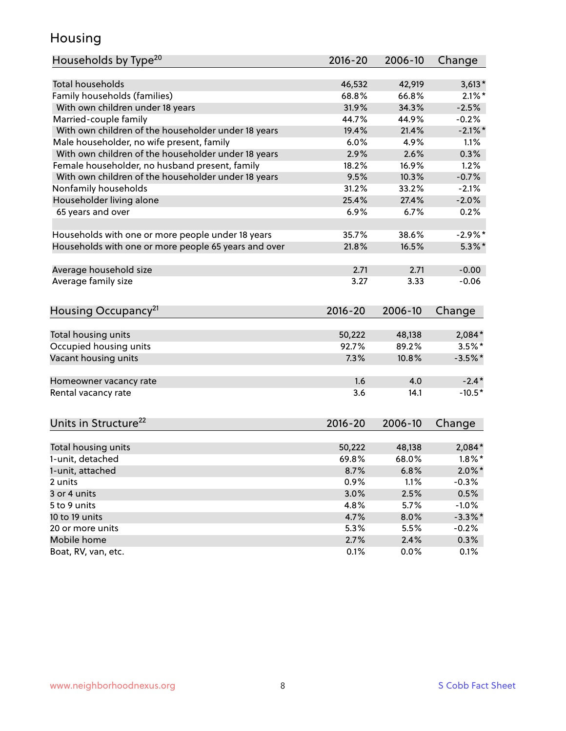# Housing

| Households by Type[20] | 2016-20 | 2006-10 | Change |
|---|---|---|---|
| Total households | 46,532 | 42,919 | 3,613* |
| Family households (families) | 68.8% | 66.8% | 2.1%* |
| With own children under 18 years | 31.9% | 34.3% | -2.5% |
| Married-couple family | 44.7% | 44.9% | -0.2% |
| With own children of the householder under 18 years | 19.4% | 21.4% | -2.1%* |
| Male householder, no wife present, family | 6.0% | 4.9% | 1.1% |
| With own children of the householder under 18 years | 2.9% | 2.6% | 0.3% |
| Female householder, no husband present, family | 18.2% | 16.9% | 1.2% |
| With own children of the householder under 18 years | 9.5% | 10.3% | -0.7% |
| Nonfamily households | 31.2% | 33.2% | -2.1% |
| Householder living alone | 25.4% | 27.4% | -2.0% |
| 65 years and over | 6.9% | 6.7% | 0.2% |
| | | | |
| Households with one or more people under 18 years | 35.7% | 38.6% | -2.9%* |
| Households with one or more people 65 years and over | 21.8% | 16.5% | 5.3%* |
| | | | |
| Average household size | 2.71 | 2.71 | -0.00 |
| Average family size | 3.27 | 3.33 | -0.06 |

| Housing Occupancy[21] | 2016-20 | 2006-10 | Change |
|---|---|---|---|
| Total housing units | 50,222 | 48,138 | 2,084* |
| Occupied housing units | 92.7% | 89.2% | 3.5%* |
| Vacant housing units | 7.3% | 10.8% | -3.5%* |
| | | | |
| Homeowner vacancy rate | 1.6 | 4.0 | -2.4* |
| Rental vacancy rate | 3.6 | 14.1 | -10.5* |

| Units in Structure[22] | 2016-20 | 2006-10 | Change |
|---|---|---|---|
| Total housing units | 50,222 | 48,138 | 2,084* |
| 1-unit, detached | 69.8% | 68.0% | 1.8%* |
| 1-unit, attached | 8.7% | 6.8% | 2.0%* |
| 2 units | 0.9% | 1.1% | -0.3% |
| 3 or 4 units | 3.0% | 2.5% | 0.5% |
| 5 to 9 units | 4.8% | 5.7% | -1.0% |
| 10 to 19 units | 4.7% | 8.0% | -3.3%* |
| 20 or more units | 5.3% | 5.5% | -0.2% |
| Mobile home | 2.7% | 2.4% | 0.3% |
| Boat, RV, van, etc. | 0.1% | 0.0% | 0.1% |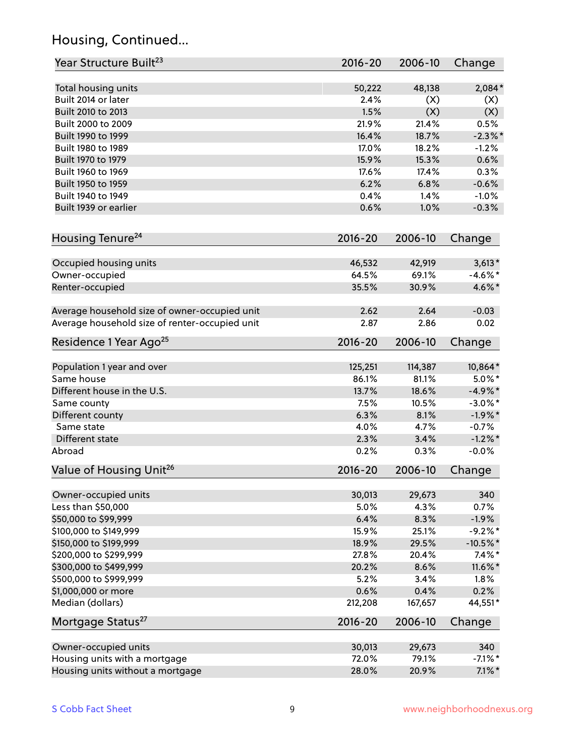## Housing, Continued...

| Year Structure Built[23] | 2016-20 | 2006-10 | Change |
|---|---|---|---|
| Total housing units | 50,222 | 48,138 | 2,084* |
| Built 2014 or later | 2.4% | (X) | (X) |
| Built 2010 to 2013 | 1.5% | (X) | (X) |
| Built 2000 to 2009 | 21.9% | 21.4% | 0.5% |
| Built 1990 to 1999 | 16.4% | 18.7% | -2.3%* |
| Built 1980 to 1989 | 17.0% | 18.2% | -1.2% |
| Built 1970 to 1979 | 15.9% | 15.3% | 0.6% |
| Built 1960 to 1969 | 17.6% | 17.4% | 0.3% |
| Built 1950 to 1959 | 6.2% | 6.8% | -0.6% |
| Built 1940 to 1949 | 0.4% | 1.4% | -1.0% |
| Built 1939 or earlier | 0.6% | 1.0% | -0.3% |

| Housing Tenure[24] | 2016-20 | 2006-10 | Change |
|---|---|---|---|
| Occupied housing units | 46,532 | 42,919 | 3,613* |
| Owner-occupied | 64.5% | 69.1% | -4.6%* |
| Renter-occupied | 35.5% | 30.9% | 4.6%* |
| Average household size of owner-occupied unit | 2.62 | 2.64 | -0.03 |
| Average household size of renter-occupied unit | 2.87 | 2.86 | 0.02 |

| Residence 1 Year Ago[25] | 2016-20 | 2006-10 | Change |
|---|---|---|---|
| Population 1 year and over | 125,251 | 114,387 | 10,864* |
| Same house | 86.1% | 81.1% | 5.0%* |
| Different house in the U.S. | 13.7% | 18.6% | -4.9%* |
| Same county | 7.5% | 10.5% | -3.0%* |
| Different county | 6.3% | 8.1% | -1.9%* |
| Same state | 4.0% | 4.7% | -0.7% |
| Different state | 2.3% | 3.4% | -1.2%* |
| Abroad | 0.2% | 0.3% | -0.0% |

| Value of Housing Unit[26] | 2016-20 | 2006-10 | Change |
|---|---|---|---|
| Owner-occupied units | 30,013 | 29,673 | 340 |
| Less than $50,000 | 5.0% | 4.3% | 0.7% |
| $50,000 to $99,999 | 6.4% | 8.3% | -1.9% |
| $100,000 to $149,999 | 15.9% | 25.1% | -9.2%* |
| $150,000 to $199,999 | 18.9% | 29.5% | -10.5%* |
| $200,000 to $299,999 | 27.8% | 20.4% | 7.4%* |
| $300,000 to $499,999 | 20.2% | 8.6% | 11.6%* |
| $500,000 to $999,999 | 5.2% | 3.4% | 1.8% |
| $1,000,000 or more | 0.6% | 0.4% | 0.2% |
| Median (dollars) | 212,208 | 167,657 | 44,551* |

| Mortgage Status[27] | 2016-20 | 2006-10 | Change |
|---|---|---|---|
| Owner-occupied units | 30,013 | 29,673 | 340 |
| Housing units with a mortgage | 72.0% | 79.1% | -7.1%* |
| Housing units without a mortgage | 28.0% | 20.9% | 7.1%* |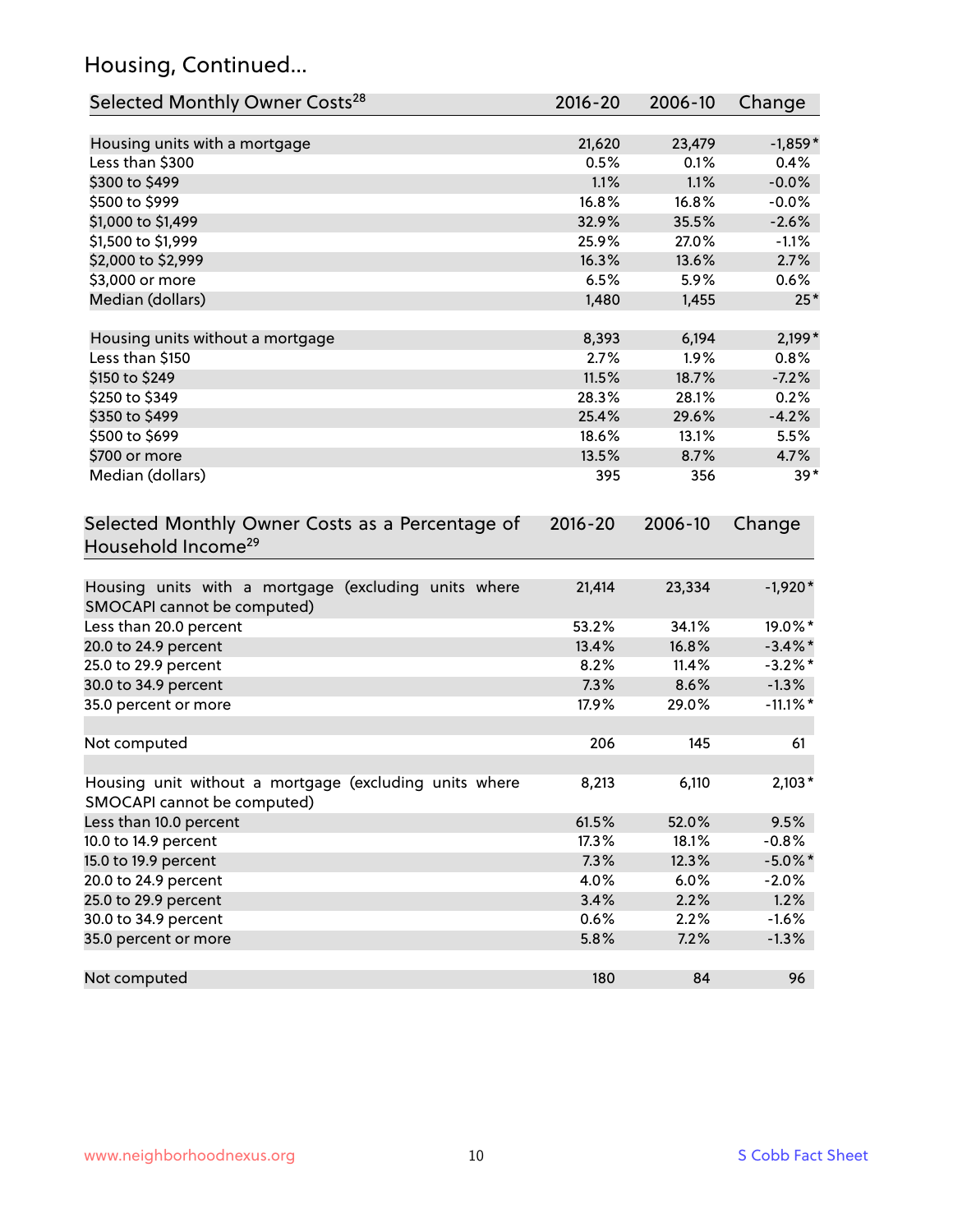## Housing, Continued...

| Selected Monthly Owner Costs[28] | 2016-20 | 2006-10 | Change |
|---|---|---|---|
| Housing units with a mortgage | 21,620 | 23,479 | -1,859* |
| Less than $300 | 0.5% | 0.1% | 0.4% |
| $300 to $499 | 1.1% | 1.1% | -0.0% |
| $500 to $999 | 16.8% | 16.8% | -0.0% |
| $1,000 to $1,499 | 32.9% | 35.5% | -2.6% |
| $1,500 to $1,999 | 25.9% | 27.0% | -1.1% |
| $2,000 to $2,999 | 16.3% | 13.6% | 2.7% |
| $3,000 or more | 6.5% | 5.9% | 0.6% |
| Median (dollars) | 1,480 | 1,455 | 25* |
| | | | |
| Housing units without a mortgage | 8,393 | 6,194 | 2,199* |
| Less than $150 | 2.7% | 1.9% | 0.8% |
| $150 to $249 | 11.5% | 18.7% | -7.2% |
| $250 to $349 | 28.3% | 28.1% | 0.2% |
| $350 to $499 | 25.4% | 29.6% | -4.2% |
| $500 to $699 | 18.6% | 13.1% | 5.5% |
| $700 or more | 13.5% | 8.7% | 4.7% |
| Median (dollars) | 395 | 356 | 39* |

| Selected Monthly Owner Costs as a Percentage of Household Income[29] | 2016-20 | 2006-10 | Change |
|---|---|---|---|
| Housing units with a mortgage (excluding units where SMOCAPI cannot be computed) | 21,414 | 23,334 | -1,920* |
| Less than 20.0 percent | 53.2% | 34.1% | 19.0%* |
| 20.0 to 24.9 percent | 13.4% | 16.8% | -3.4%* |
| 25.0 to 29.9 percent | 8.2% | 11.4% | -3.2%* |
| 30.0 to 34.9 percent | 7.3% | 8.6% | -1.3% |
| 35.0 percent or more | 17.9% | 29.0% | -11.1%* |
| | | | |
| Not computed | 206 | 145 | 61 |
| | | | |
| Housing unit without a mortgage (excluding units where SMOCAPI cannot be computed) | 8,213 | 6,110 | 2,103* |
| Less than 10.0 percent | 61.5% | 52.0% | 9.5% |
| 10.0 to 14.9 percent | 17.3% | 18.1% | -0.8% |
| 15.0 to 19.9 percent | 7.3% | 12.3% | -5.0%* |
| 20.0 to 24.9 percent | 4.0% | 6.0% | -2.0% |
| 25.0 to 29.9 percent | 3.4% | 2.2% | 1.2% |
| 30.0 to 34.9 percent | 0.6% | 2.2% | -1.6% |
| 35.0 percent or more | 5.8% | 7.2% | -1.3% |
| | | | |
| Not computed | 180 | 84 | 96 |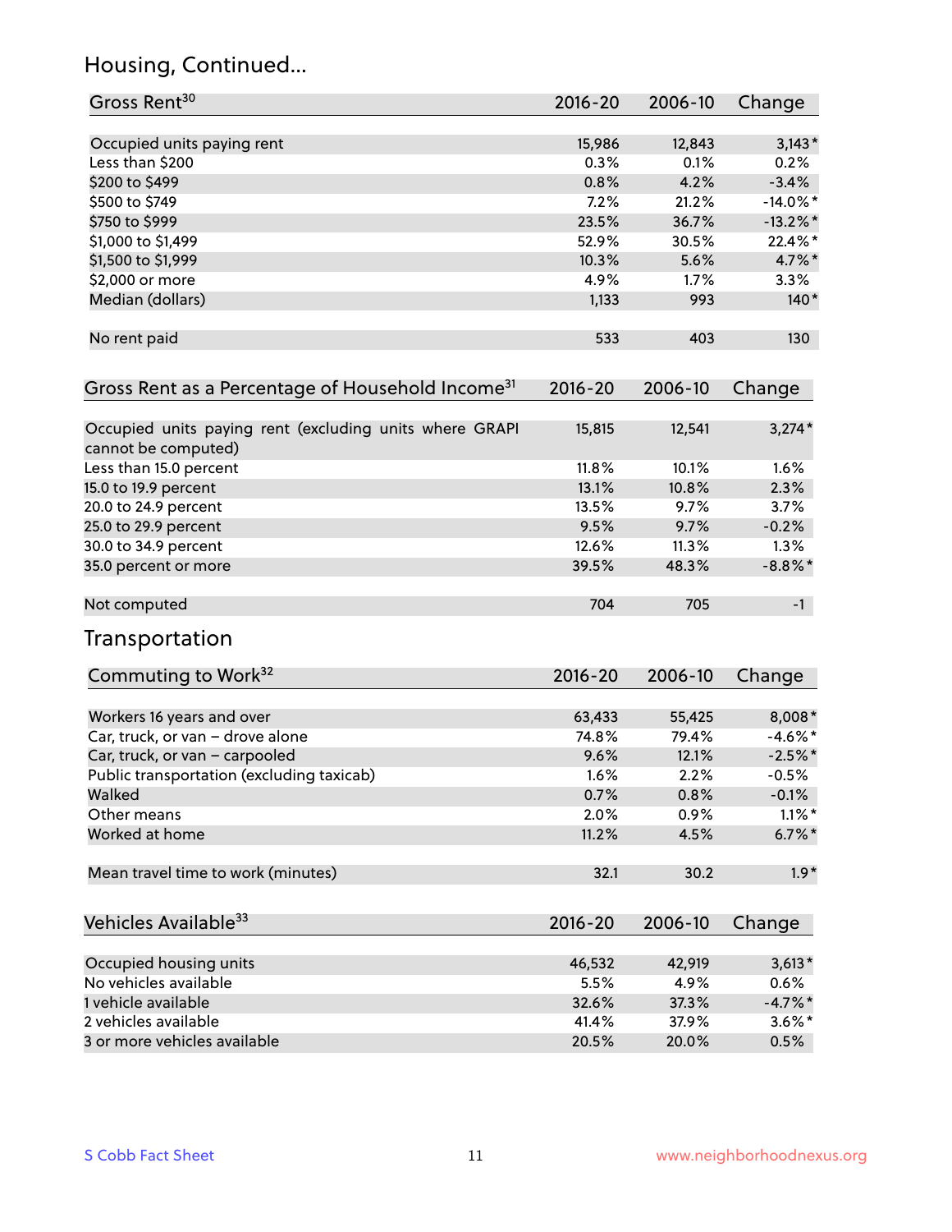## Housing, Continued...

| Gross Rent[30] | 2016-20 | 2006-10 | Change |
|---|---|---|---|
| Occupied units paying rent | 15,986 | 12,843 | 3,143* |
| Less than $200 | 0.3% | 0.1% | 0.2% |
| $200 to $499 | 0.8% | 4.2% | -3.4% |
| $500 to $749 | 7.2% | 21.2% | -14.0%* |
| $750 to $999 | 23.5% | 36.7% | -13.2%* |
| $1,000 to $1,499 | 52.9% | 30.5% | 22.4%* |
| $1,500 to $1,999 | 10.3% | 5.6% | 4.7%* |
| $2,000 or more | 4.9% | 1.7% | 3.3% |
| Median (dollars) | 1,133 | 993 | 140* |
| No rent paid | 533 | 403 | 130 |

| Gross Rent as a Percentage of Household Income[31] | 2016-20 | 2006-10 | Change |
|---|---|---|---|
| Occupied units paying rent (excluding units where GRAPI cannot be computed) | 15,815 | 12,541 | 3,274* |
| Less than 15.0 percent | 11.8% | 10.1% | 1.6% |
| 15.0 to 19.9 percent | 13.1% | 10.8% | 2.3% |
| 20.0 to 24.9 percent | 13.5% | 9.7% | 3.7% |
| 25.0 to 29.9 percent | 9.5% | 9.7% | -0.2% |
| 30.0 to 34.9 percent | 12.6% | 11.3% | 1.3% |
| 35.0 percent or more | 39.5% | 48.3% | -8.8%* |
| Not computed | 704 | 705 | -1 |

## Transportation

| Commuting to Work[32] | 2016-20 | 2006-10 | Change |
|---|---|---|---|
| Workers 16 years and over | 63,433 | 55,425 | 8,008* |
| Car, truck, or van – drove alone | 74.8% | 79.4% | -4.6%* |
| Car, truck, or van – carpooled | 9.6% | 12.1% | -2.5%* |
| Public transportation (excluding taxicab) | 1.6% | 2.2% | -0.5% |
| Walked | 0.7% | 0.8% | -0.1% |
| Other means | 2.0% | 0.9% | 1.1%* |
| Worked at home | 11.2% | 4.5% | 6.7%* |
| Mean travel time to work (minutes) | 32.1 | 30.2 | 1.9* |

| Vehicles Available[33] | 2016-20 | 2006-10 | Change |
|---|---|---|---|
| Occupied housing units | 46,532 | 42,919 | 3,613* |
| No vehicles available | 5.5% | 4.9% | 0.6% |
| 1 vehicle available | 32.6% | 37.3% | -4.7%* |
| 2 vehicles available | 41.4% | 37.9% | 3.6%* |
| 3 or more vehicles available | 20.5% | 20.0% | 0.5% |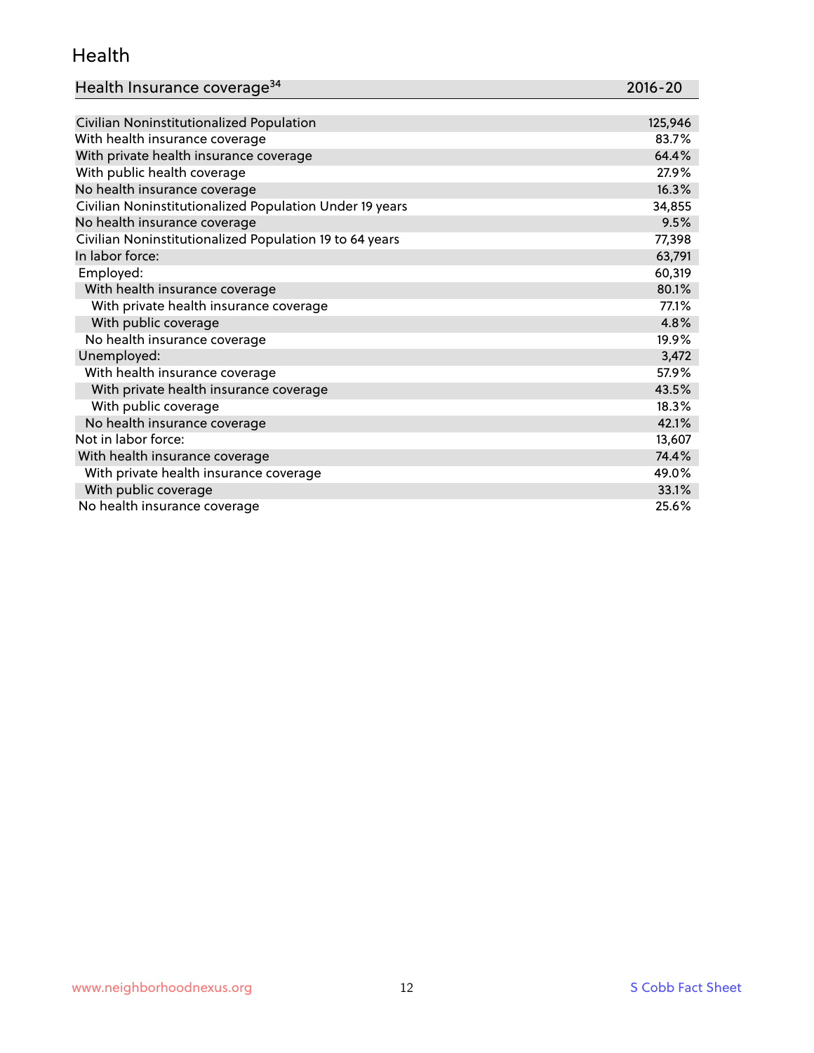## Health

| Health Insurance coverage[34] | 2016-20 |
|---|---|
| Civilian Noninstitutionalized Population | 125,946 |
| With health insurance coverage | 83.7% |
| With private health insurance coverage | 64.4% |
| With public health coverage | 27.9% |
| No health insurance coverage | 16.3% |
| Civilian Noninstitutionalized Population Under 19 years | 34,855 |
| No health insurance coverage | 9.5% |
| Civilian Noninstitutionalized Population 19 to 64 years | 77,398 |
| In labor force: | 63,791 |
| Employed: | 60,319 |
| With health insurance coverage | 80.1% |
| With private health insurance coverage | 77.1% |
| With public coverage | 4.8% |
| No health insurance coverage | 19.9% |
| Unemployed: | 3,472 |
| With health insurance coverage | 57.9% |
| With private health insurance coverage | 43.5% |
| With public coverage | 18.3% |
| No health insurance coverage | 42.1% |
| Not in labor force: | 13,607 |
| With health insurance coverage | 74.4% |
| With private health insurance coverage | 49.0% |
| With public coverage | 33.1% |
| No health insurance coverage | 25.6% |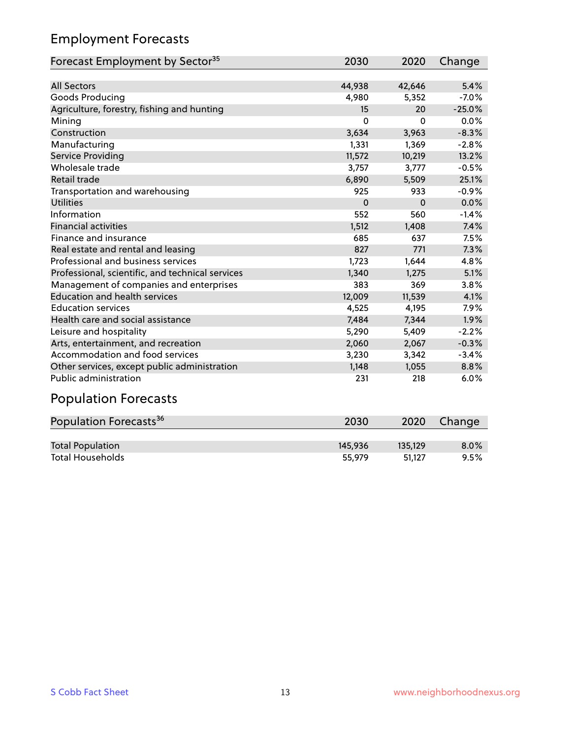## Employment Forecasts

| Forecast Employment by Sector[35] | 2030 | 2020 | Change |
|---|---|---|---|
| All Sectors | 44,938 | 42,646 | 5.4% |
| Goods Producing | 4,980 | 5,352 | -7.0% |
| Agriculture, forestry, fishing and hunting | 15 | 20 | -25.0% |
| Mining | 0 | 0 | 0.0% |
| Construction | 3,634 | 3,963 | -8.3% |
| Manufacturing | 1,331 | 1,369 | -2.8% |
| Service Providing | 11,572 | 10,219 | 13.2% |
| Wholesale trade | 3,757 | 3,777 | -0.5% |
| Retail trade | 6,890 | 5,509 | 25.1% |
| Transportation and warehousing | 925 | 933 | -0.9% |
| Utilities | 0 | 0 | 0.0% |
| Information | 552 | 560 | -1.4% |
| Financial activities | 1,512 | 1,408 | 7.4% |
| Finance and insurance | 685 | 637 | 7.5% |
| Real estate and rental and leasing | 827 | 771 | 7.3% |
| Professional and business services | 1,723 | 1,644 | 4.8% |
| Professional, scientific, and technical services | 1,340 | 1,275 | 5.1% |
| Management of companies and enterprises | 383 | 369 | 3.8% |
| Education and health services | 12,009 | 11,539 | 4.1% |
| Education services | 4,525 | 4,195 | 7.9% |
| Health care and social assistance | 7,484 | 7,344 | 1.9% |
| Leisure and hospitality | 5,290 | 5,409 | -2.2% |
| Arts, entertainment, and recreation | 2,060 | 2,067 | -0.3% |
| Accommodation and food services | 3,230 | 3,342 | -3.4% |
| Other services, except public administration | 1,148 | 1,055 | 8.8% |
| Public administration | 231 | 218 | 6.0% |

## Population Forecasts

| Population Forecasts[36] | 2030 | 2020 | Change |
|---|---|---|---|
| Total Population | 145,936 | 135,129 | 8.0% |
| Total Households | 55,979 | 51,127 | 9.5% |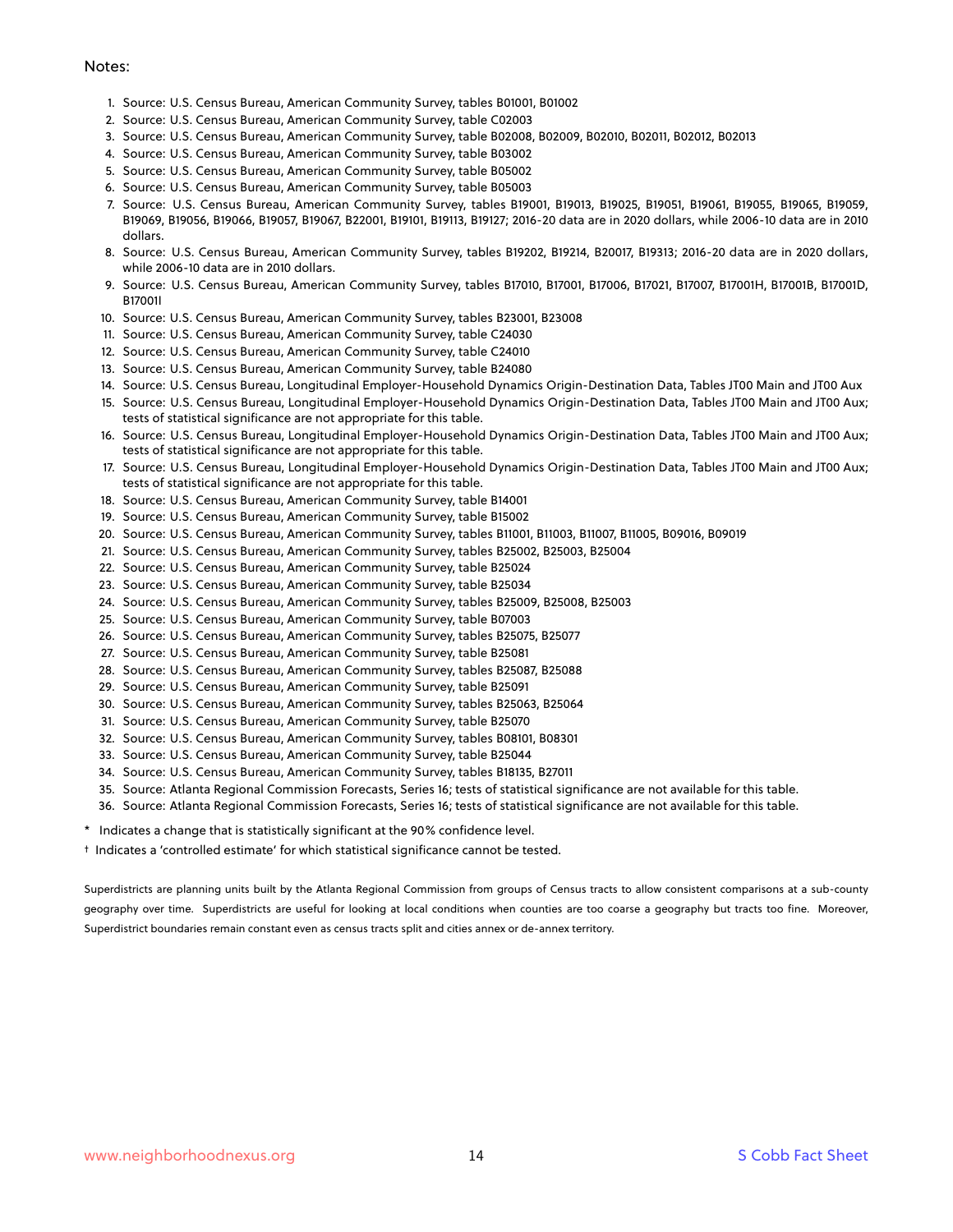Notes:

1. Source: U.S. Census Bureau, American Community Survey, tables B01001, B01002
2. Source: U.S. Census Bureau, American Community Survey, table C02003
3. Source: U.S. Census Bureau, American Community Survey, table B02008, B02009, B02010, B02011, B02012, B02013
4. Source: U.S. Census Bureau, American Community Survey, table B03002
5. Source: U.S. Census Bureau, American Community Survey, table B05002
6. Source: U.S. Census Bureau, American Community Survey, table B05003
7. Source: U.S. Census Bureau, American Community Survey, tables B19001, B19013, B19025, B19051, B19061, B19055, B19065, B19059, B19069, B19056, B19066, B19057, B19067, B22001, B19101, B19113, B19127; 2016-20 data are in 2020 dollars, while 2006-10 data are in 2010 dollars.
8. Source: U.S. Census Bureau, American Community Survey, tables B19202, B19214, B20017, B19313; 2016-20 data are in 2020 dollars, while 2006-10 data are in 2010 dollars.
9. Source: U.S. Census Bureau, American Community Survey, tables B17010, B17001, B17006, B17021, B17007, B17001H, B17001B, B17001D, B17001I
10. Source: U.S. Census Bureau, American Community Survey, tables B23001, B23008
11. Source: U.S. Census Bureau, American Community Survey, table C24030
12. Source: U.S. Census Bureau, American Community Survey, table C24010
13. Source: U.S. Census Bureau, American Community Survey, table B24080
14. Source: U.S. Census Bureau, Longitudinal Employer-Household Dynamics Origin-Destination Data, Tables JT00 Main and JT00 Aux
15. Source: U.S. Census Bureau, Longitudinal Employer-Household Dynamics Origin-Destination Data, Tables JT00 Main and JT00 Aux; tests of statistical significance are not appropriate for this table.
16. Source: U.S. Census Bureau, Longitudinal Employer-Household Dynamics Origin-Destination Data, Tables JT00 Main and JT00 Aux; tests of statistical significance are not appropriate for this table.
17. Source: U.S. Census Bureau, Longitudinal Employer-Household Dynamics Origin-Destination Data, Tables JT00 Main and JT00 Aux; tests of statistical significance are not appropriate for this table.
18. Source: U.S. Census Bureau, American Community Survey, table B14001
19. Source: U.S. Census Bureau, American Community Survey, table B15002
20. Source: U.S. Census Bureau, American Community Survey, tables B11001, B11003, B11007, B11005, B09016, B09019
21. Source: U.S. Census Bureau, American Community Survey, tables B25002, B25003, B25004
22. Source: U.S. Census Bureau, American Community Survey, table B25024
23. Source: U.S. Census Bureau, American Community Survey, table B25034
24. Source: U.S. Census Bureau, American Community Survey, tables B25009, B25008, B25003
25. Source: U.S. Census Bureau, American Community Survey, table B07003
26. Source: U.S. Census Bureau, American Community Survey, tables B25075, B25077
27. Source: U.S. Census Bureau, American Community Survey, table B25081
28. Source: U.S. Census Bureau, American Community Survey, tables B25087, B25088
29. Source: U.S. Census Bureau, American Community Survey, table B25091
30. Source: U.S. Census Bureau, American Community Survey, tables B25063, B25064
31. Source: U.S. Census Bureau, American Community Survey, table B25070
32. Source: U.S. Census Bureau, American Community Survey, tables B08101, B08301
33. Source: U.S. Census Bureau, American Community Survey, table B25044
34. Source: U.S. Census Bureau, American Community Survey, tables B18135, B27011
35. Source: Atlanta Regional Commission Forecasts, Series 16; tests of statistical significance are not available for this table.
36. Source: Atlanta Regional Commission Forecasts, Series 16; tests of statistical significance are not available for this table.

\* Indicates a change that is statistically significant at the 90% confidence level.

† Indicates a 'controlled estimate' for which statistical significance cannot be tested.

Superdistricts are planning units built by the Atlanta Regional Commission from groups of Census tracts to allow consistent comparisons at a sub-county geography over time. Superdistricts are useful for looking at local conditions when counties are too coarse a geography but tracts too fine. Moreover, Superdistrict boundaries remain constant even as census tracts split and cities annex or de-annex territory.